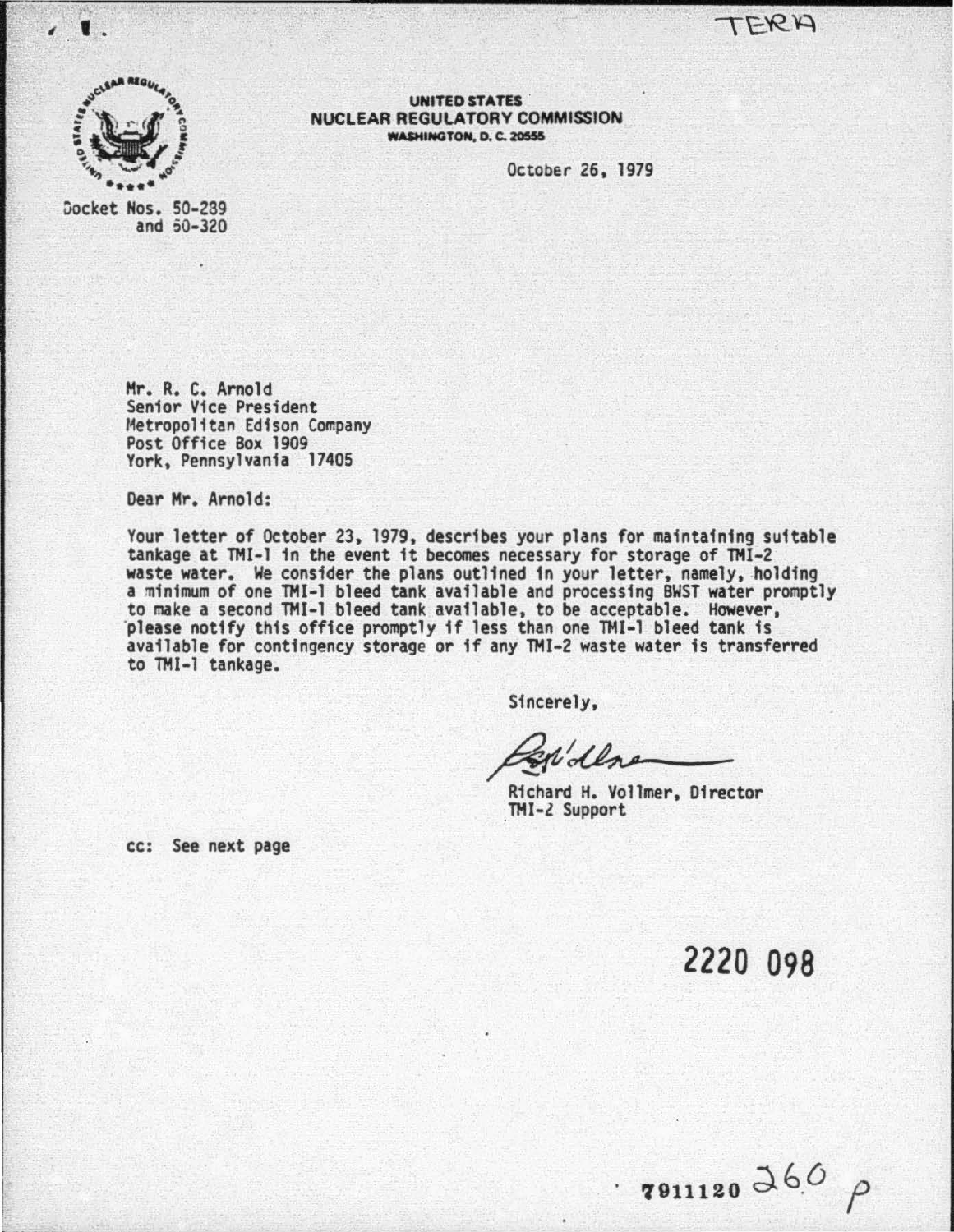TERA

**UNITED STATES**
**NUCLEAR REGULATORY COMMISSION**
**WASHINGTON, D. C. 20555**

October 26, 1979

Docket Nos. 50-289
and 50-320

Mr. R. C. Arnold
Senior Vice President
Metropolitan Edison Company
Post Office Box 1909
York, Pennsylvania 17405

Dear Mr. Arnold:

Your letter of October 23, 1979, describes your plans for maintaining suitable tankage at TMI-1 in the event it becomes necessary for storage of TMI-2 waste water. We consider the plans outlined in your letter, namely, holding a minimum of one TMI-1 bleed tank available and processing BWST water promptly to make a second TMI-1 bleed tank available, to be acceptable. However, please notify this office promptly if less than one TMI-1 bleed tank is available for contingency storage or if any TMI-2 waste water is transferred to TMI-1 tankage.

Sincerely,

Richard H. Vollmer, Director
TMI-2 Support

cc: See next page

2220 098

7911120 260 P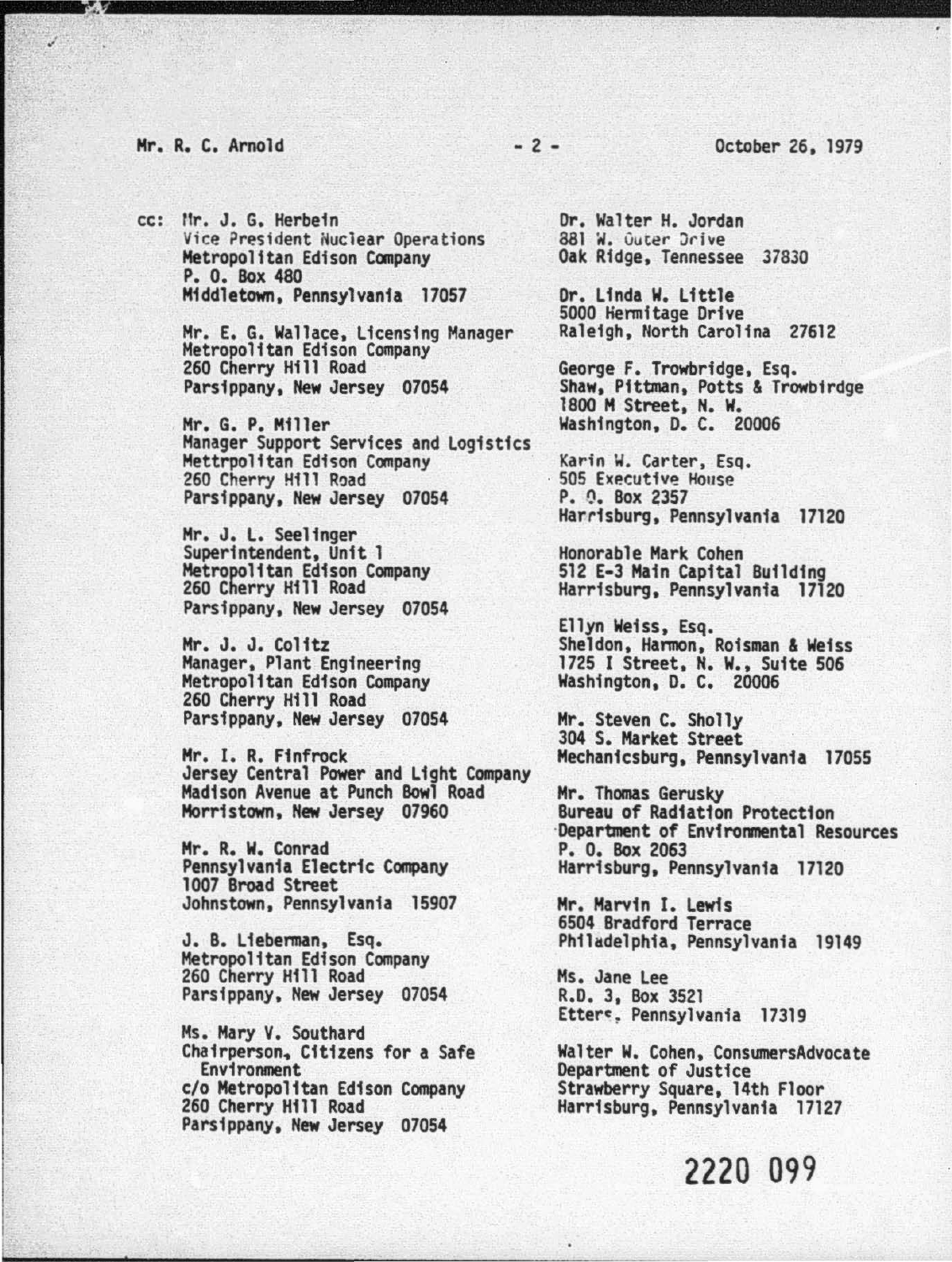cc: Mr. J. G. Herbein
Vice President Nuclear Operations
Metropolitan Edison Company
P. O. Box 480
Middletown, Pennsylvania 17057

Mr. E. G. Wallace, Licensing Manager
Metropolitan Edison Company
260 Cherry Hill Road
Parsippany, New Jersey 07054

Mr. G. P. Miller
Manager Support Services and Logistics
Mettrpolitan Edison Company
260 Cherry Hill Road
Parsippany, New Jersey 07054

Mr. J. L. Seelinger
Superintendent, Unit 1
Metropolitan Edison Company
260 Cherry Hill Road
Parsippany, New Jersey 07054

Mr. J. J. Colitz
Manager, Plant Engineering
Metropolitan Edison Company
260 Cherry Hill Road
Parsippany, New Jersey 07054

Mr. I. R. Finfrock
Jersey Central Power and Light Company
Madison Avenue at Punch Bowl Road
Morristown, New Jersey 07960

Mr. R. W. Conrad
Pennsylvania Electric Company
1007 Broad Street
Johnstown, Pennsylvania 15907

J. B. Lieberman, Esq.
Metropolitan Edison Company
260 Cherry Hill Road
Parsippany, New Jersey 07054

Ms. Mary V. Southard
Chairperson, Citizens for a Safe Environment
c/o Metropolitan Edison Company
260 Cherry Hill Road
Parsippany, New Jersey 07054

Dr. Walter H. Jordan
881 W. Outer Drive
Oak Ridge, Tennessee 37830

Dr. Linda W. Little
5000 Hermitage Drive
Raleigh, North Carolina 27612

George F. Trowbridge, Esq.
Shaw, Pittman, Potts & Trowbirdge
1800 M Street, N. W.
Washington, D. C. 20006

Karin W. Carter, Esq.
505 Executive House
P. O. Box 2357
Harrisburg, Pennsylvania 17120

Honorable Mark Cohen
512 E-3 Main Capital Building
Harrisburg, Pennsylvania 17120

Ellyn Weiss, Esq.
Sheldon, Harmon, Roisman & Weiss
1725 I Street, N. W., Suite 506
Washington, D. C. 20006

Mr. Steven C. Sholly
304 S. Market Street
Mechanicsburg, Pennsylvania 17055

Mr. Thomas Gerusky
Bureau of Radiation Protection
Department of Environmental Resources
P. O. Box 2063
Harrisburg, Pennsylvania 17120

Mr. Marvin I. Lewis
6504 Bradford Terrace
Philadelphia, Pennsylvania 19149

Ms. Jane Lee
R.D. 3, Box 3521
Etters, Pennsylvania 17319

Walter W. Cohen, ConsumersAdvocate
Department of Justice
Strawberry Square, 14th Floor
Harrisburg, Pennsylvania 17127

2220 099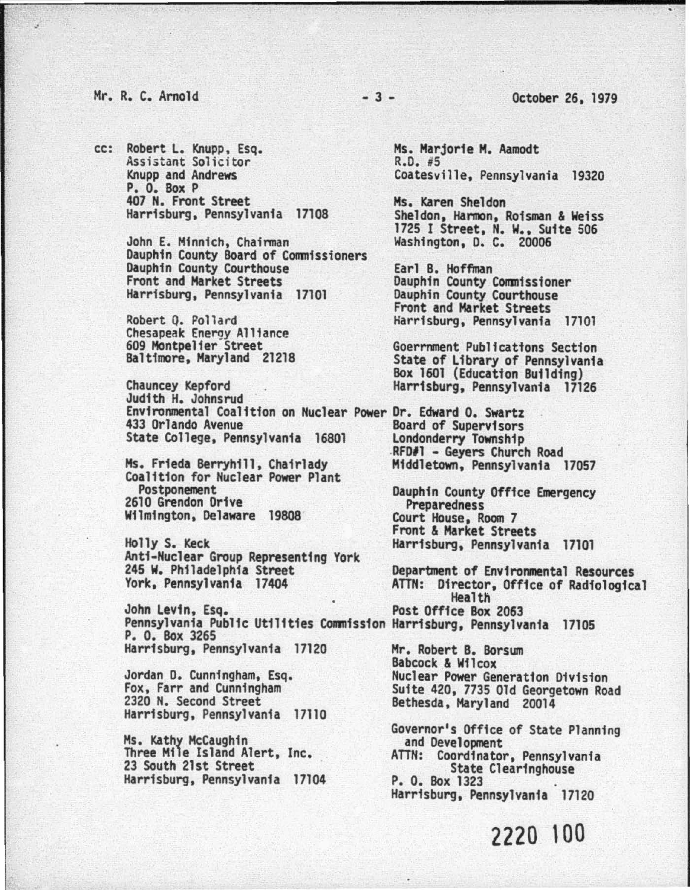Mr. R. C. Arnold - 3 - October 26, 1979

cc: Robert L. Knupp, Esq.
Assistant Solicitor
Knupp and Andrews
P. O. Box P
407 N. Front Street
Harrisburg, Pennsylvania 17108

John E. Minnich, Chairman
Dauphin County Board of Commissioners
Dauphin County Courthouse
Front and Market Streets
Harrisburg, Pennsylvania 17101

Robert Q. Pollard
Chesapeak Energy Alliance
609 Montpelier Street
Baltimore, Maryland 21218

Chauncey Kepford
Judith H. Johnsrud
Environmental Coalition on Nuclear Power
433 Orlando Avenue
State College, Pennsylvania 16801

Ms. Frieda Berryhill, Chairlady
Coalition for Nuclear Power Plant
Postponement
2610 Grendon Drive
Wilmington, Delaware 19808

Holly S. Keck
Anti-Nuclear Group Representing York
245 W. Philadelphia Street
York, Pennsylvania 17404

John Levin, Esq.
Pennsylvania Public Utilities Commission
P. O. Box 3265
Harrisburg, Pennsylvania 17120

Jordan D. Cunningham, Esq.
Fox, Farr and Cunningham
2320 N. Second Street
Harrisburg, Pennsylvania 17110

Ms. Kathy McCaughin
Three Mile Island Alert, Inc.
23 South 21st Street
Harrisburg, Pennsylvania 17104

Ms. Marjorie M. Aamodt
R.D. #5
Coatesville, Pennsylvania 19320

Ms. Karen Sheldon
Sheldon, Harmon, Roisman & Weiss
1725 I Street, N. W., Suite 506
Washington, D. C. 20006

Earl B. Hoffman
Dauphin County Commissioner
Dauphin County Courthouse
Front and Market Streets
Harrisburg, Pennsylvania 17101

Goerrnment Publications Section
State of Library of Pennsylvania
Box 1601 (Education Building)
Harrisburg, Pennsylvania 17126

Dr. Edward O. Swartz
Board of Supervisors
Londonderry Township
RFD#1 - Geyers Church Road
Middletown, Pennsylvania 17057

Dauphin County Office Emergency
Preparedness
Court House, Room 7
Front & Market Streets
Harrisburg, Pennsylvania 17101

Department of Environmental Resources
ATTN: Director, Office of Radiological
Health
Post Office Box 2063
Harrisburg, Pennsylvania 17105

Mr. Robert B. Borsum
Babcock & Wilcox
Nuclear Power Generation Division
Suite 420, 7735 Old Georgetown Road
Bethesda, Maryland 20014

Governor's Office of State Planning
and Development
ATTN: Coordinator, Pennsylvania
State Clearinghouse
P. O. Box 1323
Harrisburg, Pennsylvania 17120

2220 100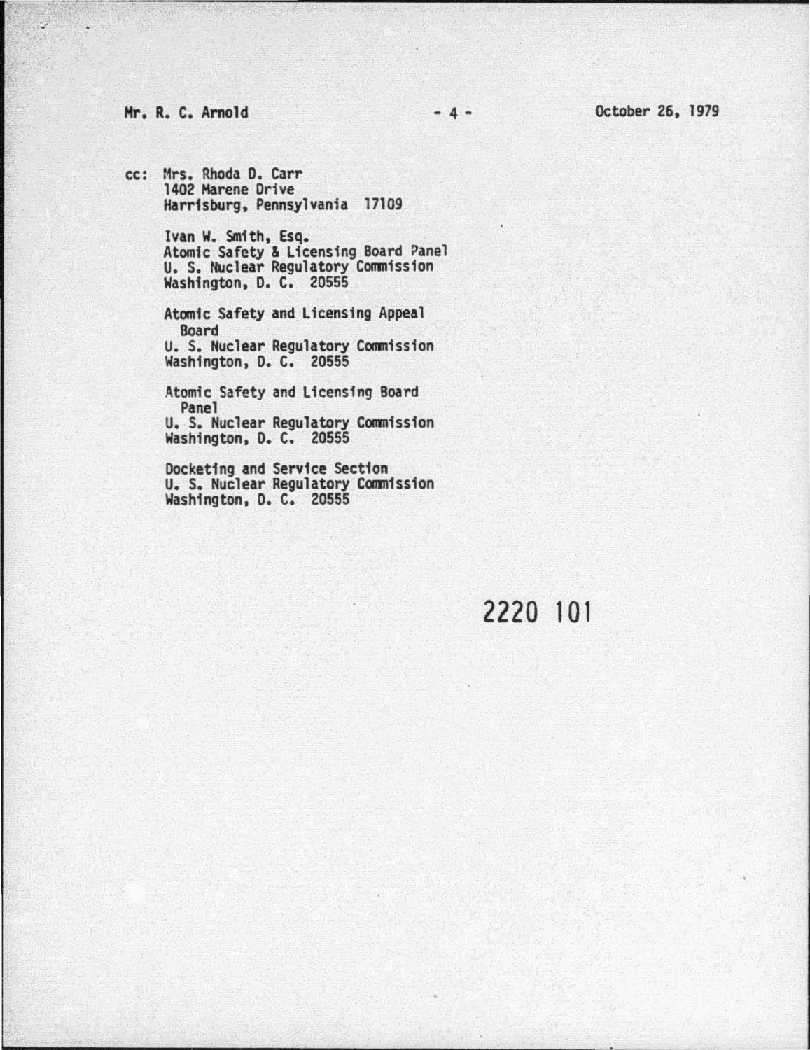cc: Mrs. Rhoda D. Carr
1402 Marene Drive
Harrisburg, Pennsylvania 17109

Ivan W. Smith, Esq.
Atomic Safety & Licensing Board Panel
U. S. Nuclear Regulatory Commission
Washington, D. C. 20555

Atomic Safety and Licensing Appeal Board
U. S. Nuclear Regulatory Commission
Washington, D. C. 20555

Atomic Safety and Licensing Board Panel
U. S. Nuclear Regulatory Commission
Washington, D. C. 20555

Docketing and Service Section
U. S. Nuclear Regulatory Commission
Washington, D. C. 20555

2220 101